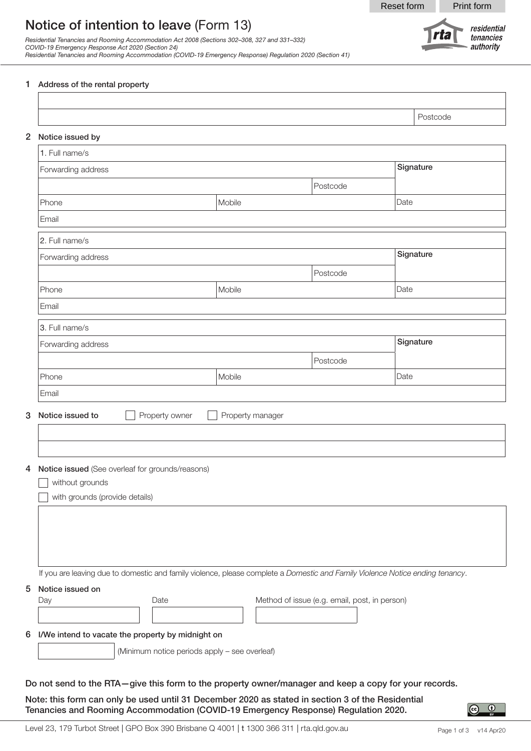# Notice of intention to leave (Form 13)

*Residential Tenancies and Rooming Accommodation Act 2008 (Sections 302–308, 327 and 331–332)*
*COVID-19 Emergency Response Act 2020 (Section 24)*
*Residential Tenancies and Rooming Accommodation (COVID-19 Emergency Response) Regulation 2020 (Section 41)*

residential tenancies authority

## 1 Address of the rental property

| | |
|---|---|
| | |
| | Postcode |

## 2 Notice issued by

| | | | |
|---|---|---|---|
| 1. Full name/s | | | |
| Forwarding address | | | **Signature** |
| | | Postcode | |
| Phone | Mobile | | Date |
| Email | | | |

| | | | |
|---|---|---|---|
| 2. Full name/s | | | |
| Forwarding address | | | **Signature** |
| | | Postcode | |
| Phone | Mobile | | Date |
| Email | | | |

| | | | |
|---|---|---|---|
| 3. Full name/s | | | |
| Forwarding address | | | **Signature** |
| | | Postcode | |
| Phone | Mobile | | Date |
| Email | | | |

## 3 Notice issued to

☐ Property owner ☐ Property manager

## 4 Notice issued (See overleaf for grounds/reasons)

☐ without grounds

☐ with grounds (provide details)

If you are leaving due to domestic and family violence, please complete a *Domestic and Family Violence Notice ending tenancy*.

## 5 Notice issued on

| Day | Date | Method of issue (e.g. email, post, in person) |
|---|---|---|
| | | |

## 6 I/We intend to vacate the property by midnight on

(Minimum notice periods apply – see overleaf)

**Do not send to the RTA—give this form to the property owner/manager and keep a copy for your records.**

**Note: this form can only be used until 31 December 2020 as stated in section 3 of the Residential Tenancies and Rooming Accommodation (COVID-19 Emergency Response) Regulation 2020.**

Level 23, 179 Turbot Street | GPO Box 390 Brisbane Q 4001 | t 1300 366 311 | rta.qld.gov.au

v14 Apr20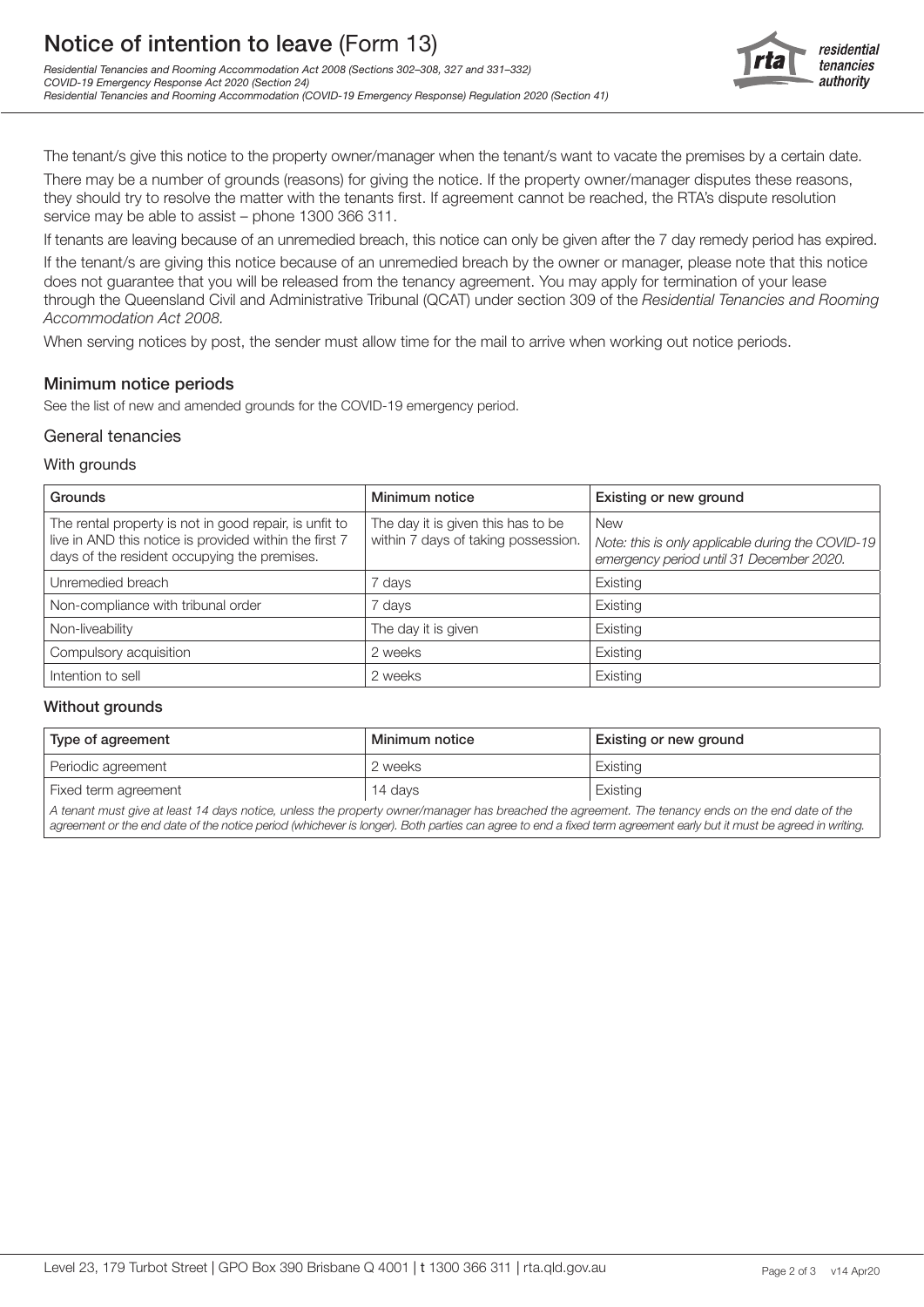# Notice of intention to leave (Form 13)

*Residential Tenancies and Rooming Accommodation Act 2008 (Sections 302–308, 327 and 331–332)*
*COVID-19 Emergency Response Act 2020 (Section 24)*
*Residential Tenancies and Rooming Accommodation (COVID-19 Emergency Response) Regulation 2020 (Section 41)*

The tenant/s give this notice to the property owner/manager when the tenant/s want to vacate the premises by a certain date.

There may be a number of grounds (reasons) for giving the notice. If the property owner/manager disputes these reasons, they should try to resolve the matter with the tenants first. If agreement cannot be reached, the RTA's dispute resolution service may be able to assist – phone 1300 366 311.

If tenants are leaving because of an unremedied breach, this notice can only be given after the 7 day remedy period has expired.

If the tenant/s are giving this notice because of an unremedied breach by the owner or manager, please note that this notice does not guarantee that you will be released from the tenancy agreement. You may apply for termination of your lease through the Queensland Civil and Administrative Tribunal (QCAT) under section 309 of the *Residential Tenancies and Rooming Accommodation Act 2008.*

When serving notices by post, the sender must allow time for the mail to arrive when working out notice periods.

## Minimum notice periods

See the list of new and amended grounds for the COVID-19 emergency period.

### General tenancies

#### With grounds

| Grounds | Minimum notice | Existing or new ground |
|---|---|---|
| The rental property is not in good repair, is unfit to live in AND this notice is provided within the first 7 days of the resident occupying the premises. | The day it is given this has to be within 7 days of taking possession. | New *Note: this is only applicable during the COVID-19 emergency period until 31 December 2020.* |
| Unremedied breach | 7 days | Existing |
| Non-compliance with tribunal order | 7 days | Existing |
| Non-liveability | The day it is given | Existing |
| Compulsory acquisition | 2 weeks | Existing |
| Intention to sell | 2 weeks | Existing |

#### Without grounds

| Type of agreement | Minimum notice | Existing or new ground |
|---|---|---|
| Periodic agreement | 2 weeks | Existing |
| Fixed term agreement | 14 days | Existing |

*A tenant must give at least 14 days notice, unless the property owner/manager has breached the agreement. The tenancy ends on the end date of the agreement or the end date of the notice period (whichever is longer). Both parties can agree to end a fixed term agreement early but it must be agreed in writing.*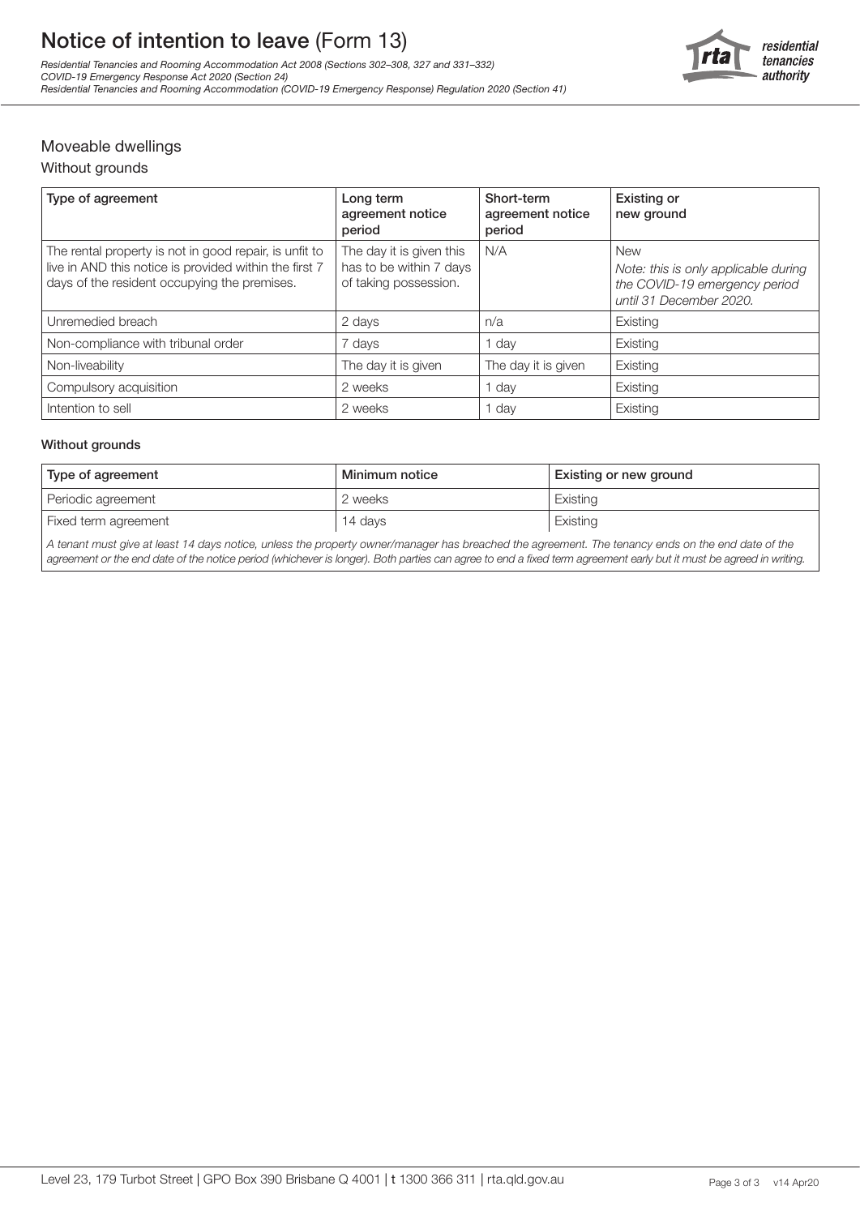# Notice of intention to leave (Form 13)

*Residential Tenancies and Rooming Accommodation Act 2008 (Sections 302–308, 327 and 331–332)*
*COVID-19 Emergency Response Act 2020 (Section 24)*
*Residential Tenancies and Rooming Accommodation (COVID-19 Emergency Response) Regulation 2020 (Section 41)*

## Moveable dwellings

### Without grounds

| Type of agreement | Long term agreement notice period | Short-term agreement notice period | Existing or new ground |
| --- | --- | --- | --- |
| The rental property is not in good repair, is unfit to live in AND this notice is provided within the first 7 days of the resident occupying the premises. | The day it is given this has to be within 7 days of taking possession. | N/A | New *Note: this is only applicable during the COVID-19 emergency period until 31 December 2020.* |
| Unremedied breach | 2 days | n/a | Existing |
| Non-compliance with tribunal order | 7 days | 1 day | Existing |
| Non-liveability | The day it is given | The day it is given | Existing |
| Compulsory acquisition | 2 weeks | 1 day | Existing |
| Intention to sell | 2 weeks | 1 day | Existing |

**Without grounds**

| Type of agreement | Minimum notice | Existing or new ground |
| --- | --- | --- |
| Periodic agreement | 2 weeks | Existing |
| Fixed term agreement | 14 days | Existing |

*A tenant must give at least 14 days notice, unless the property owner/manager has breached the agreement. The tenancy ends on the end date of the agreement or the end date of the notice period (whichever is longer). Both parties can agree to end a fixed term agreement early but it must be agreed in writing.*